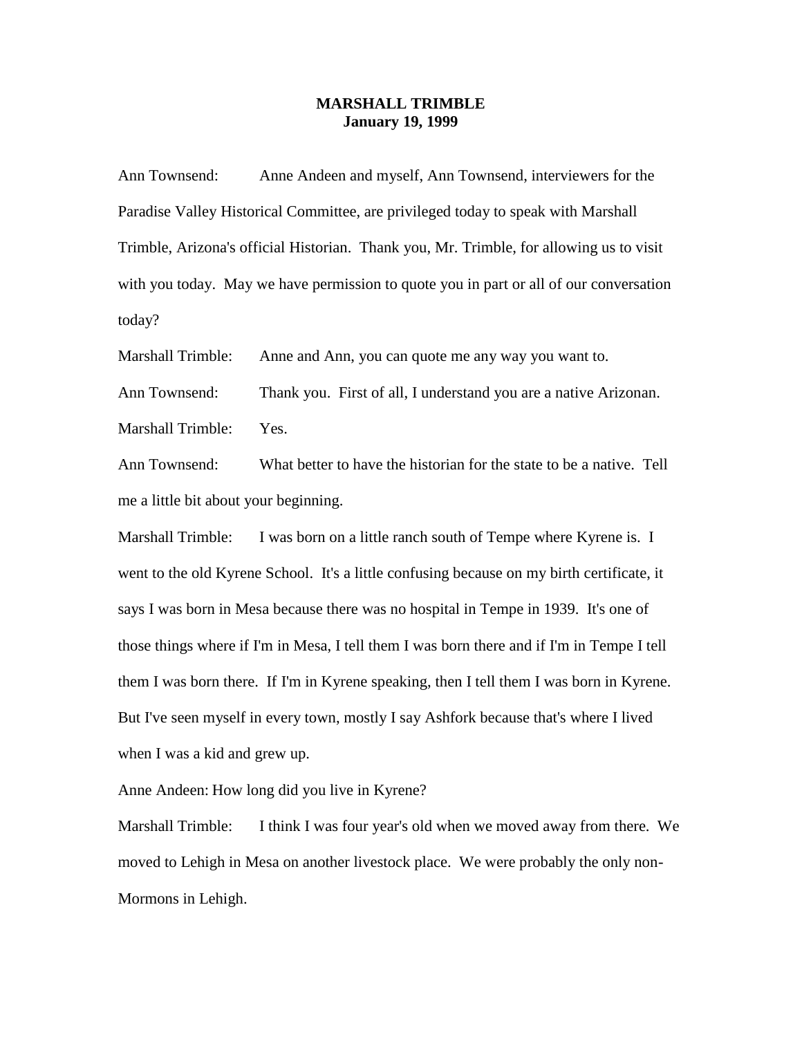**MARSHALL TRIMBLE**
**January 19, 1999**

Ann Townsend: Anne Andeen and myself, Ann Townsend, interviewers for the Paradise Valley Historical Committee, are privileged today to speak with Marshall Trimble, Arizona's official Historian. Thank you, Mr. Trimble, for allowing us to visit with you today. May we have permission to quote you in part or all of our conversation today?

Marshall Trimble: Anne and Ann, you can quote me any way you want to.

Ann Townsend: Thank you. First of all, I understand you are a native Arizonan.

Marshall Trimble: Yes.

Ann Townsend: What better to have the historian for the state to be a native. Tell me a little bit about your beginning.

Marshall Trimble: I was born on a little ranch south of Tempe where Kyrene is. I went to the old Kyrene School. It's a little confusing because on my birth certificate, it says I was born in Mesa because there was no hospital in Tempe in 1939. It's one of those things where if I'm in Mesa, I tell them I was born there and if I'm in Tempe I tell them I was born there. If I'm in Kyrene speaking, then I tell them I was born in Kyrene. But I've seen myself in every town, mostly I say Ashfork because that's where I lived when I was a kid and grew up.

Anne Andeen: How long did you live in Kyrene?

Marshall Trimble: I think I was four year's old when we moved away from there. We moved to Lehigh in Mesa on another livestock place. We were probably the only non-Mormons in Lehigh.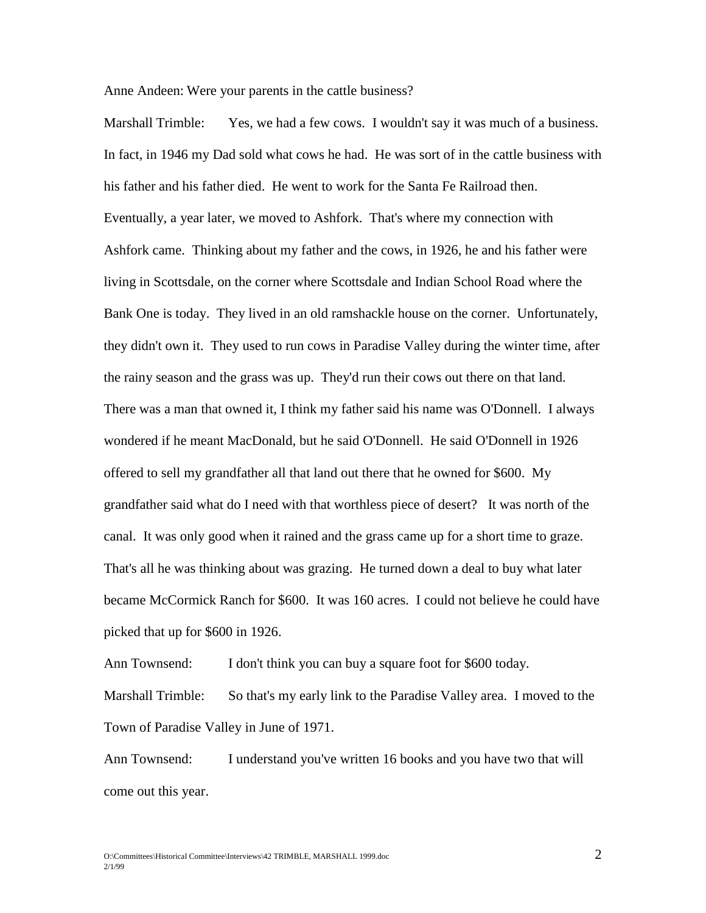Anne Andeen: Were your parents in the cattle business?

Marshall Trimble: Yes, we had a few cows. I wouldn't say it was much of a business. In fact, in 1946 my Dad sold what cows he had. He was sort of in the cattle business with his father and his father died. He went to work for the Santa Fe Railroad then. Eventually, a year later, we moved to Ashfork. That's where my connection with Ashfork came. Thinking about my father and the cows, in 1926, he and his father were living in Scottsdale, on the corner where Scottsdale and Indian School Road where the Bank One is today. They lived in an old ramshackle house on the corner. Unfortunately, they didn't own it. They used to run cows in Paradise Valley during the winter time, after the rainy season and the grass was up. They'd run their cows out there on that land. There was a man that owned it, I think my father said his name was O'Donnell. I always wondered if he meant MacDonald, but he said O'Donnell. He said O'Donnell in 1926 offered to sell my grandfather all that land out there that he owned for $600. My grandfather said what do I need with that worthless piece of desert? It was north of the canal. It was only good when it rained and the grass came up for a short time to graze. That's all he was thinking about was grazing. He turned down a deal to buy what later became McCormick Ranch for $600. It was 160 acres. I could not believe he could have picked that up for $600 in 1926.

Ann Townsend: I don't think you can buy a square foot for $600 today.

Marshall Trimble: So that's my early link to the Paradise Valley area. I moved to the Town of Paradise Valley in June of 1971.

Ann Townsend: I understand you've written 16 books and you have two that will come out this year.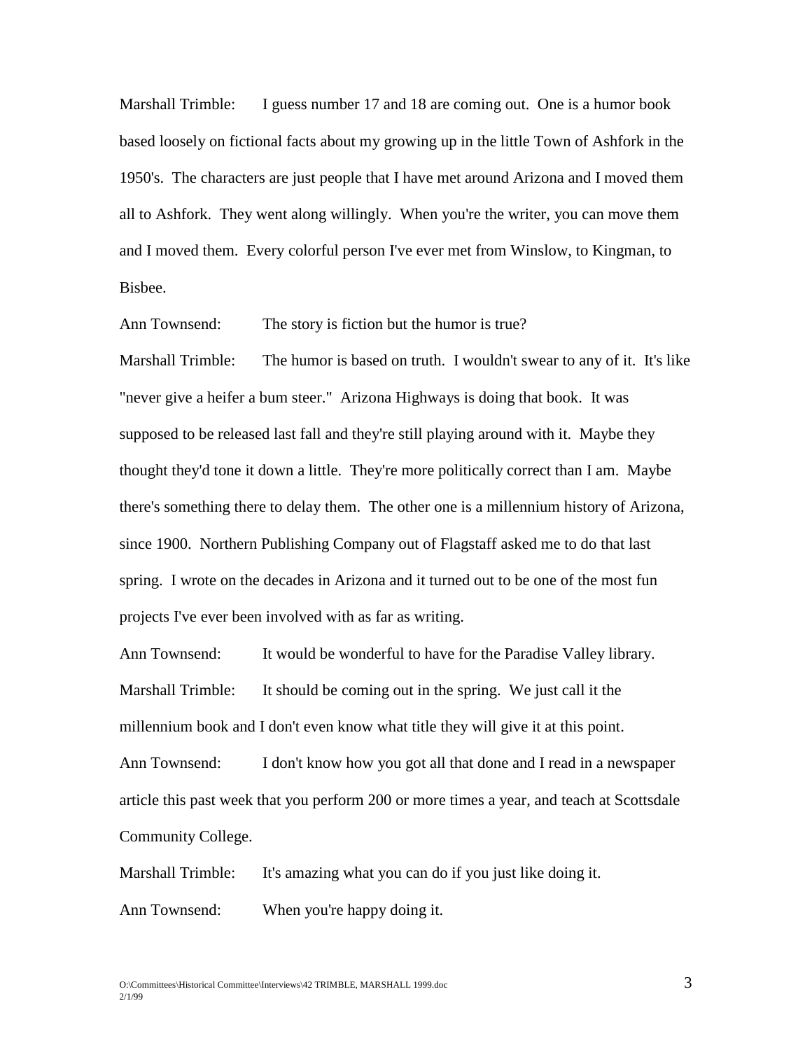Marshall Trimble: I guess number 17 and 18 are coming out. One is a humor book based loosely on fictional facts about my growing up in the little Town of Ashfork in the 1950's. The characters are just people that I have met around Arizona and I moved them all to Ashfork. They went along willingly. When you're the writer, you can move them and I moved them. Every colorful person I've ever met from Winslow, to Kingman, to Bisbee.

Ann Townsend: The story is fiction but the humor is true?

Marshall Trimble: The humor is based on truth. I wouldn't swear to any of it. It's like "never give a heifer a bum steer." Arizona Highways is doing that book. It was supposed to be released last fall and they're still playing around with it. Maybe they thought they'd tone it down a little. They're more politically correct than I am. Maybe there's something there to delay them. The other one is a millennium history of Arizona, since 1900. Northern Publishing Company out of Flagstaff asked me to do that last spring. I wrote on the decades in Arizona and it turned out to be one of the most fun projects I've ever been involved with as far as writing.

Ann Townsend: It would be wonderful to have for the Paradise Valley library.

Marshall Trimble: It should be coming out in the spring. We just call it the millennium book and I don't even know what title they will give it at this point.

Ann Townsend: I don't know how you got all that done and I read in a newspaper article this past week that you perform 200 or more times a year, and teach at Scottsdale Community College.

Marshall Trimble: It's amazing what you can do if you just like doing it.

Ann Townsend: When you're happy doing it.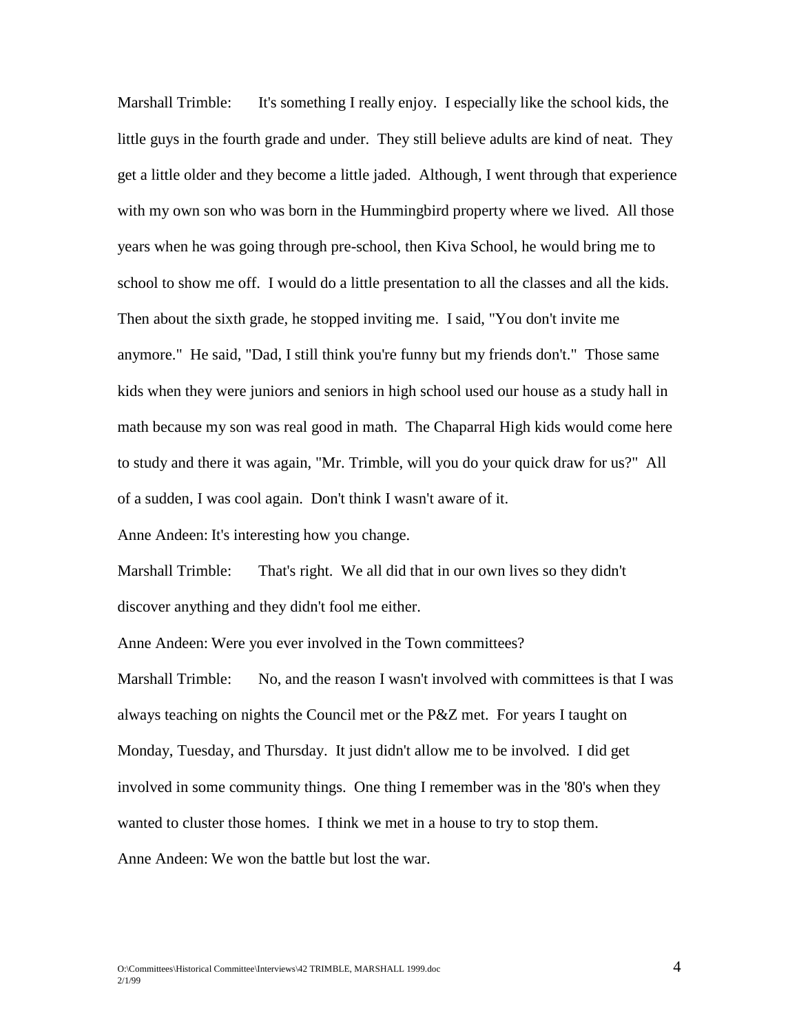Marshall Trimble: It's something I really enjoy. I especially like the school kids, the little guys in the fourth grade and under. They still believe adults are kind of neat. They get a little older and they become a little jaded. Although, I went through that experience with my own son who was born in the Hummingbird property where we lived. All those years when he was going through pre-school, then Kiva School, he would bring me to school to show me off. I would do a little presentation to all the classes and all the kids. Then about the sixth grade, he stopped inviting me. I said, "You don't invite me anymore." He said, "Dad, I still think you're funny but my friends don't." Those same kids when they were juniors and seniors in high school used our house as a study hall in math because my son was real good in math. The Chaparral High kids would come here to study and there it was again, "Mr. Trimble, will you do your quick draw for us?" All of a sudden, I was cool again. Don't think I wasn't aware of it.

Anne Andeen: It's interesting how you change.

Marshall Trimble: That's right. We all did that in our own lives so they didn't discover anything and they didn't fool me either.

Anne Andeen: Were you ever involved in the Town committees?

Marshall Trimble: No, and the reason I wasn't involved with committees is that I was always teaching on nights the Council met or the P&Z met. For years I taught on Monday, Tuesday, and Thursday. It just didn't allow me to be involved. I did get involved in some community things. One thing I remember was in the '80's when they wanted to cluster those homes. I think we met in a house to try to stop them.

Anne Andeen: We won the battle but lost the war.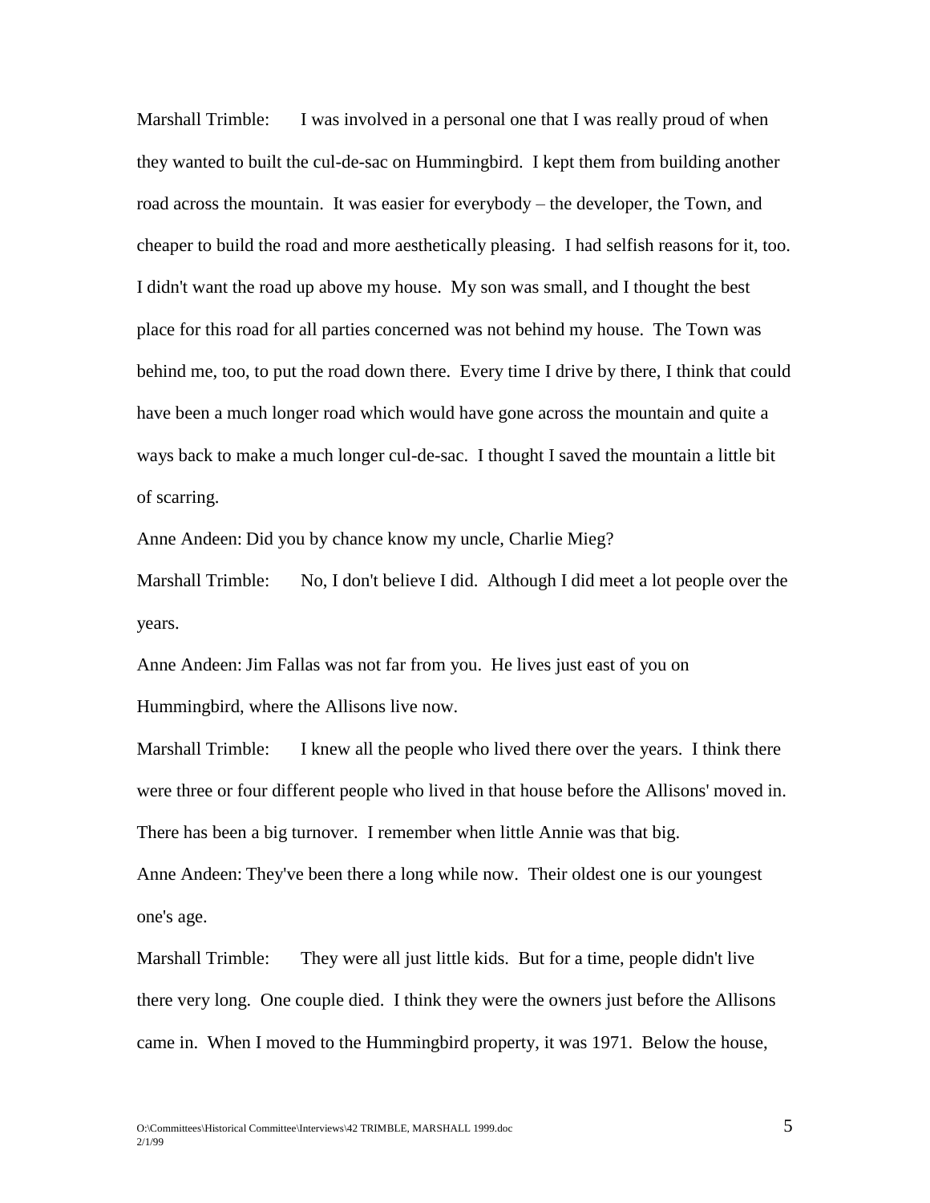Marshall Trimble: I was involved in a personal one that I was really proud of when they wanted to built the cul-de-sac on Hummingbird. I kept them from building another road across the mountain. It was easier for everybody – the developer, the Town, and cheaper to build the road and more aesthetically pleasing. I had selfish reasons for it, too. I didn't want the road up above my house. My son was small, and I thought the best place for this road for all parties concerned was not behind my house. The Town was behind me, too, to put the road down there. Every time I drive by there, I think that could have been a much longer road which would have gone across the mountain and quite a ways back to make a much longer cul-de-sac. I thought I saved the mountain a little bit of scarring.

Anne Andeen: Did you by chance know my uncle, Charlie Mieg?

Marshall Trimble: No, I don't believe I did. Although I did meet a lot people over the years.

Anne Andeen: Jim Fallas was not far from you. He lives just east of you on Hummingbird, where the Allisons live now.

Marshall Trimble: I knew all the people who lived there over the years. I think there were three or four different people who lived in that house before the Allisons' moved in. There has been a big turnover. I remember when little Annie was that big.

Anne Andeen: They've been there a long while now. Their oldest one is our youngest one's age.

Marshall Trimble: They were all just little kids. But for a time, people didn't live there very long. One couple died. I think they were the owners just before the Allisons came in. When I moved to the Hummingbird property, it was 1971. Below the house,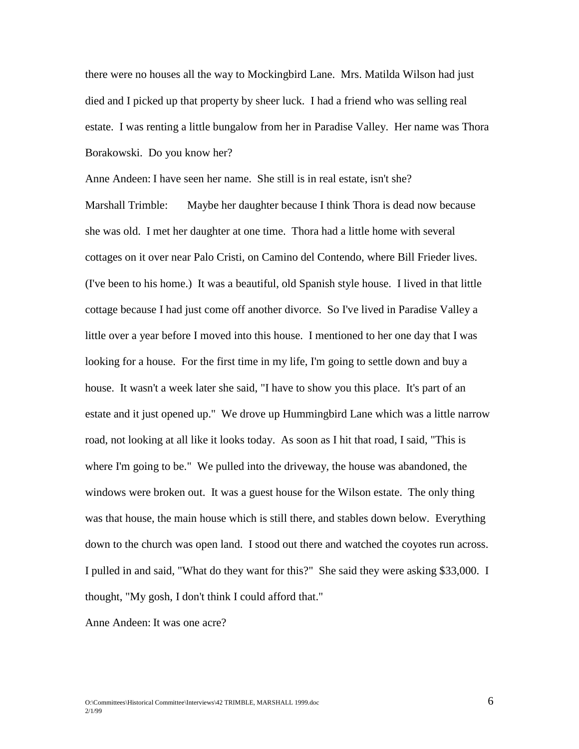there were no houses all the way to Mockingbird Lane. Mrs. Matilda Wilson had just died and I picked up that property by sheer luck. I had a friend who was selling real estate. I was renting a little bungalow from her in Paradise Valley. Her name was Thora Borakowski. Do you know her?

Anne Andeen: I have seen her name. She still is in real estate, isn't she?

Marshall Trimble: Maybe her daughter because I think Thora is dead now because she was old. I met her daughter at one time. Thora had a little home with several cottages on it over near Palo Cristi, on Camino del Contendo, where Bill Frieder lives. (I've been to his home.) It was a beautiful, old Spanish style house. I lived in that little cottage because I had just come off another divorce. So I've lived in Paradise Valley a little over a year before I moved into this house. I mentioned to her one day that I was looking for a house. For the first time in my life, I'm going to settle down and buy a house. It wasn't a week later she said, "I have to show you this place. It's part of an estate and it just opened up." We drove up Hummingbird Lane which was a little narrow road, not looking at all like it looks today. As soon as I hit that road, I said, "This is where I'm going to be." We pulled into the driveway, the house was abandoned, the windows were broken out. It was a guest house for the Wilson estate. The only thing was that house, the main house which is still there, and stables down below. Everything down to the church was open land. I stood out there and watched the coyotes run across. I pulled in and said, "What do they want for this?" She said they were asking $33,000. I thought, "My gosh, I don't think I could afford that."

Anne Andeen: It was one acre?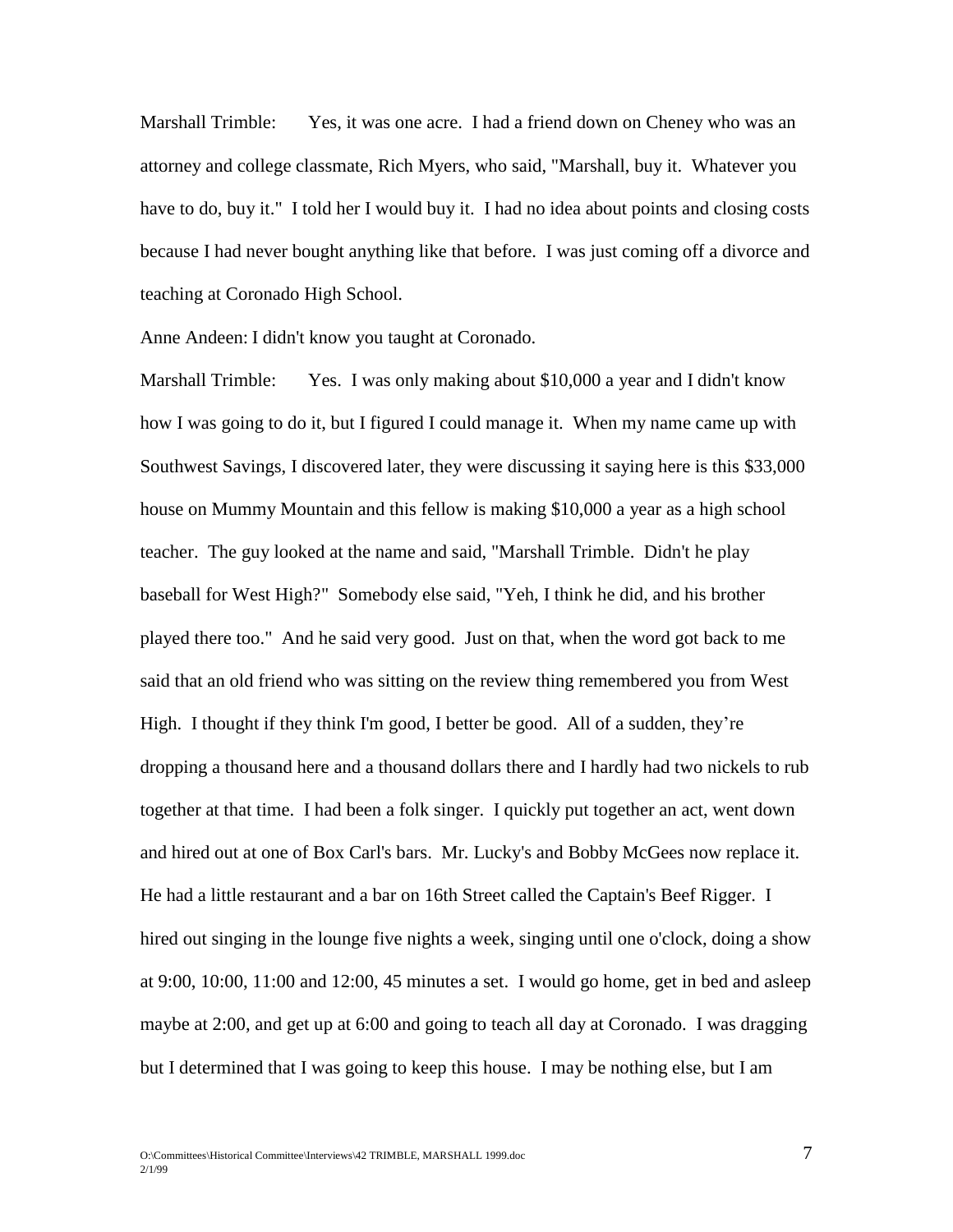Marshall Trimble: Yes, it was one acre. I had a friend down on Cheney who was an attorney and college classmate, Rich Myers, who said, "Marshall, buy it. Whatever you have to do, buy it." I told her I would buy it. I had no idea about points and closing costs because I had never bought anything like that before. I was just coming off a divorce and teaching at Coronado High School.

Anne Andeen: I didn't know you taught at Coronado.

Marshall Trimble: Yes. I was only making about $10,000 a year and I didn't know how I was going to do it, but I figured I could manage it. When my name came up with Southwest Savings, I discovered later, they were discussing it saying here is this $33,000 house on Mummy Mountain and this fellow is making $10,000 a year as a high school teacher. The guy looked at the name and said, "Marshall Trimble. Didn't he play baseball for West High?" Somebody else said, "Yeh, I think he did, and his brother played there too." And he said very good. Just on that, when the word got back to me said that an old friend who was sitting on the review thing remembered you from West High. I thought if they think I'm good, I better be good. All of a sudden, they're dropping a thousand here and a thousand dollars there and I hardly had two nickels to rub together at that time. I had been a folk singer. I quickly put together an act, went down and hired out at one of Box Carl's bars. Mr. Lucky's and Bobby McGees now replace it. He had a little restaurant and a bar on 16th Street called the Captain's Beef Rigger. I hired out singing in the lounge five nights a week, singing until one o'clock, doing a show at 9:00, 10:00, 11:00 and 12:00, 45 minutes a set. I would go home, get in bed and asleep maybe at 2:00, and get up at 6:00 and going to teach all day at Coronado. I was dragging but I determined that I was going to keep this house. I may be nothing else, but I am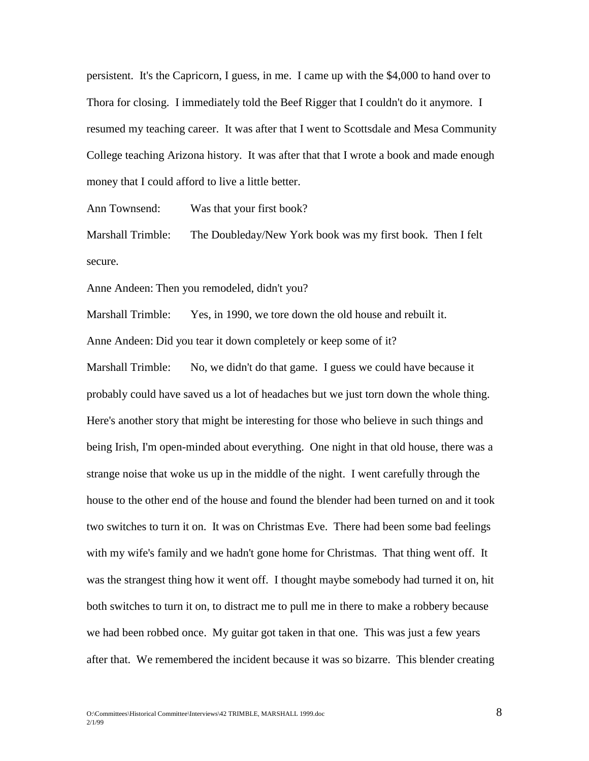persistent. It's the Capricorn, I guess, in me. I came up with the $4,000 to hand over to Thora for closing. I immediately told the Beef Rigger that I couldn't do it anymore. I resumed my teaching career. It was after that I went to Scottsdale and Mesa Community College teaching Arizona history. It was after that that I wrote a book and made enough money that I could afford to live a little better.

Ann Townsend: Was that your first book?

Marshall Trimble: The Doubleday/New York book was my first book. Then I felt secure.

Anne Andeen: Then you remodeled, didn't you?

Marshall Trimble: Yes, in 1990, we tore down the old house and rebuilt it.

Anne Andeen: Did you tear it down completely or keep some of it?

Marshall Trimble: No, we didn't do that game. I guess we could have because it probably could have saved us a lot of headaches but we just torn down the whole thing. Here's another story that might be interesting for those who believe in such things and being Irish, I'm open-minded about everything. One night in that old house, there was a strange noise that woke us up in the middle of the night. I went carefully through the house to the other end of the house and found the blender had been turned on and it took two switches to turn it on. It was on Christmas Eve. There had been some bad feelings with my wife's family and we hadn't gone home for Christmas. That thing went off. It was the strangest thing how it went off. I thought maybe somebody had turned it on, hit both switches to turn it on, to distract me to pull me in there to make a robbery because we had been robbed once. My guitar got taken in that one. This was just a few years after that. We remembered the incident because it was so bizarre. This blender creating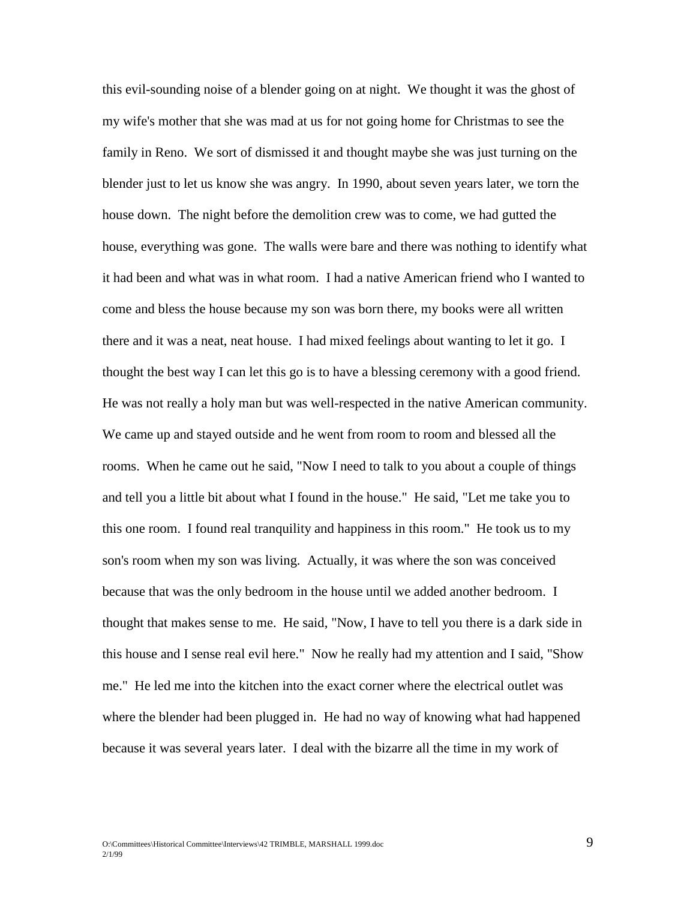this evil-sounding noise of a blender going on at night. We thought it was the ghost of my wife's mother that she was mad at us for not going home for Christmas to see the family in Reno. We sort of dismissed it and thought maybe she was just turning on the blender just to let us know she was angry. In 1990, about seven years later, we torn the house down. The night before the demolition crew was to come, we had gutted the house, everything was gone. The walls were bare and there was nothing to identify what it had been and what was in what room. I had a native American friend who I wanted to come and bless the house because my son was born there, my books were all written there and it was a neat, neat house. I had mixed feelings about wanting to let it go. I thought the best way I can let this go is to have a blessing ceremony with a good friend. He was not really a holy man but was well-respected in the native American community. We came up and stayed outside and he went from room to room and blessed all the rooms. When he came out he said, "Now I need to talk to you about a couple of things and tell you a little bit about what I found in the house." He said, "Let me take you to this one room. I found real tranquility and happiness in this room." He took us to my son's room when my son was living. Actually, it was where the son was conceived because that was the only bedroom in the house until we added another bedroom. I thought that makes sense to me. He said, "Now, I have to tell you there is a dark side in this house and I sense real evil here." Now he really had my attention and I said, "Show me." He led me into the kitchen into the exact corner where the electrical outlet was where the blender had been plugged in. He had no way of knowing what had happened because it was several years later. I deal with the bizarre all the time in my work of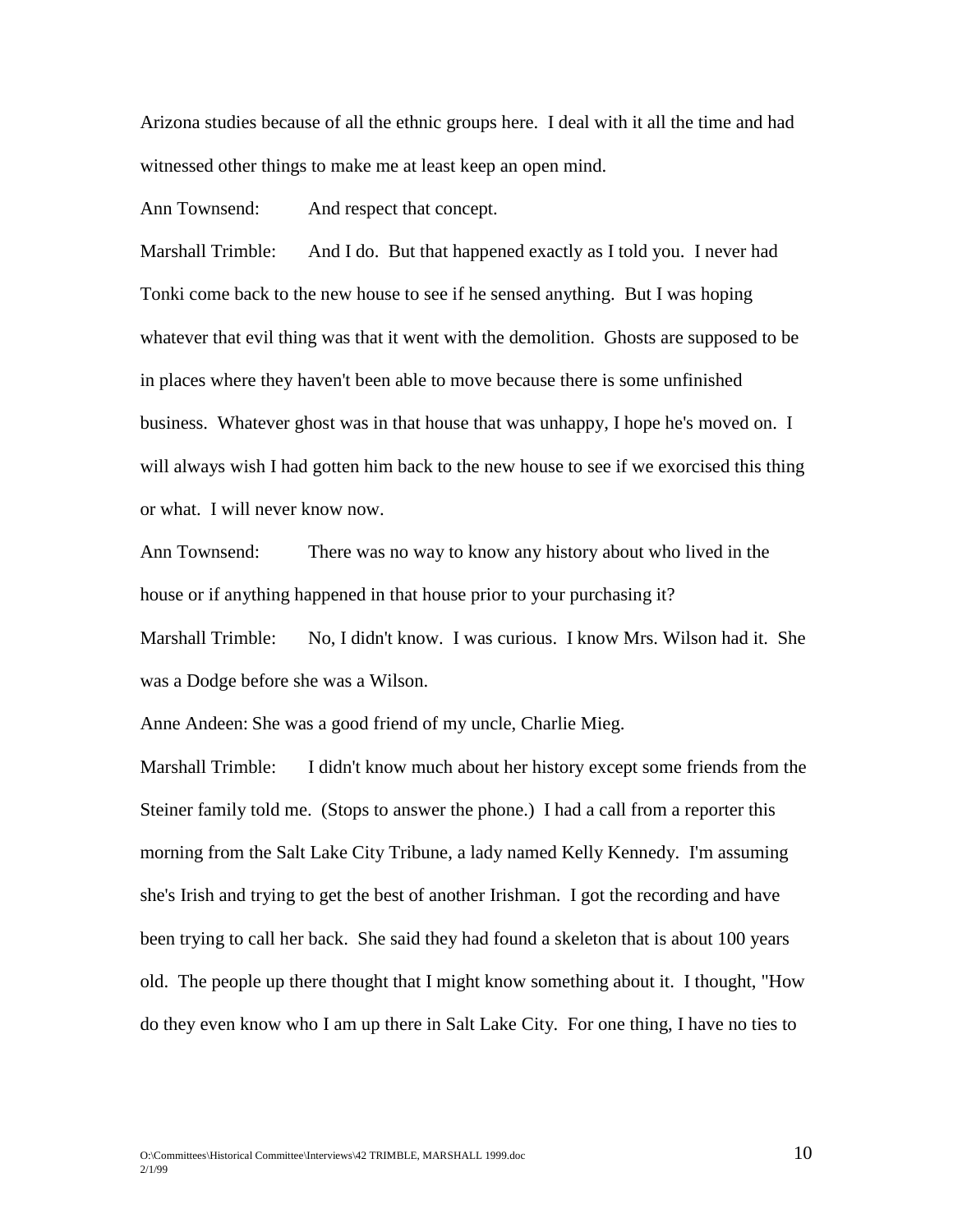Arizona studies because of all the ethnic groups here. I deal with it all the time and had witnessed other things to make me at least keep an open mind.

Ann Townsend: And respect that concept.

Marshall Trimble: And I do. But that happened exactly as I told you. I never had Tonki come back to the new house to see if he sensed anything. But I was hoping whatever that evil thing was that it went with the demolition. Ghosts are supposed to be in places where they haven't been able to move because there is some unfinished business. Whatever ghost was in that house that was unhappy, I hope he's moved on. I will always wish I had gotten him back to the new house to see if we exorcised this thing or what. I will never know now.

Ann Townsend: There was no way to know any history about who lived in the house or if anything happened in that house prior to your purchasing it?

Marshall Trimble: No, I didn't know. I was curious. I know Mrs. Wilson had it. She was a Dodge before she was a Wilson.

Anne Andeen: She was a good friend of my uncle, Charlie Mieg.

Marshall Trimble: I didn't know much about her history except some friends from the Steiner family told me. (Stops to answer the phone.) I had a call from a reporter this morning from the Salt Lake City Tribune, a lady named Kelly Kennedy. I'm assuming she's Irish and trying to get the best of another Irishman. I got the recording and have been trying to call her back. She said they had found a skeleton that is about 100 years old. The people up there thought that I might know something about it. I thought, "How do they even know who I am up there in Salt Lake City. For one thing, I have no ties to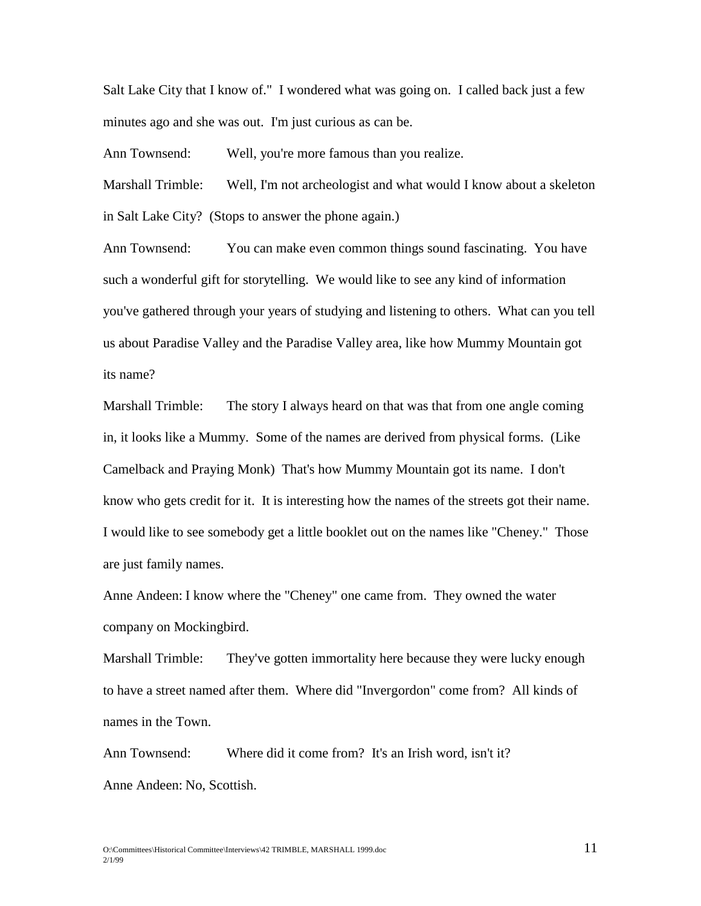Salt Lake City that I know of." I wondered what was going on. I called back just a few minutes ago and she was out. I'm just curious as can be.

Ann Townsend: Well, you're more famous than you realize.

Marshall Trimble: Well, I'm not archeologist and what would I know about a skeleton in Salt Lake City? (Stops to answer the phone again.)

Ann Townsend: You can make even common things sound fascinating. You have such a wonderful gift for storytelling. We would like to see any kind of information you've gathered through your years of studying and listening to others. What can you tell us about Paradise Valley and the Paradise Valley area, like how Mummy Mountain got its name?

Marshall Trimble: The story I always heard on that was that from one angle coming in, it looks like a Mummy. Some of the names are derived from physical forms. (Like Camelback and Praying Monk) That's how Mummy Mountain got its name. I don't know who gets credit for it. It is interesting how the names of the streets got their name. I would like to see somebody get a little booklet out on the names like "Cheney." Those are just family names.

Anne Andeen: I know where the "Cheney" one came from. They owned the water company on Mockingbird.

Marshall Trimble: They've gotten immortality here because they were lucky enough to have a street named after them. Where did "Invergordon" come from? All kinds of names in the Town.

Ann Townsend: Where did it come from? It's an Irish word, isn't it?

Anne Andeen: No, Scottish.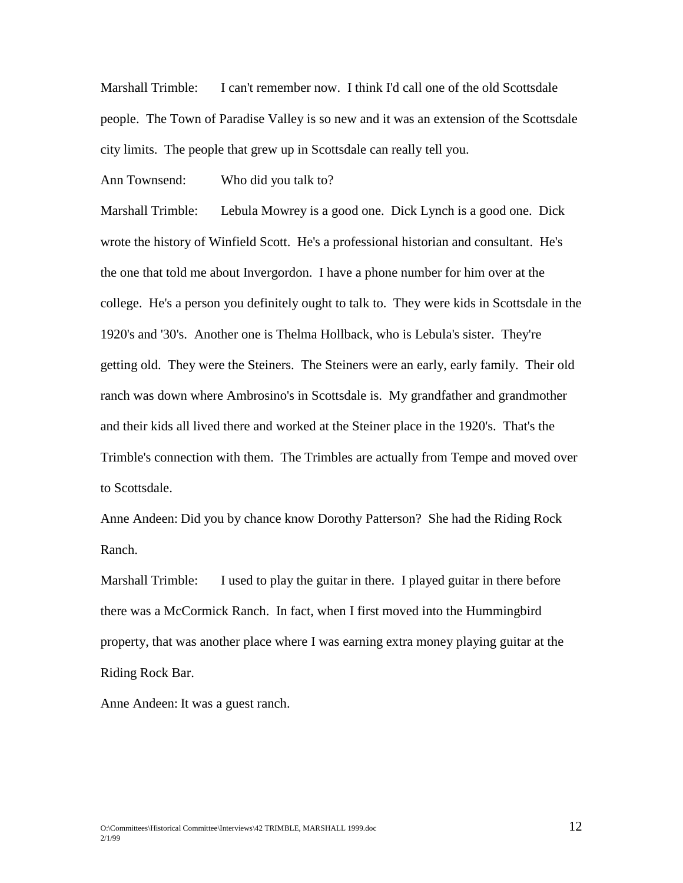Marshall Trimble: I can't remember now. I think I'd call one of the old Scottsdale people. The Town of Paradise Valley is so new and it was an extension of the Scottsdale city limits. The people that grew up in Scottsdale can really tell you.

Ann Townsend: Who did you talk to?

Marshall Trimble: Lebula Mowrey is a good one. Dick Lynch is a good one. Dick wrote the history of Winfield Scott. He's a professional historian and consultant. He's the one that told me about Invergordon. I have a phone number for him over at the college. He's a person you definitely ought to talk to. They were kids in Scottsdale in the 1920's and '30's. Another one is Thelma Hollback, who is Lebula's sister. They're getting old. They were the Steiners. The Steiners were an early, early family. Their old ranch was down where Ambrosino's in Scottsdale is. My grandfather and grandmother and their kids all lived there and worked at the Steiner place in the 1920's. That's the Trimble's connection with them. The Trimbles are actually from Tempe and moved over to Scottsdale.

Anne Andeen: Did you by chance know Dorothy Patterson? She had the Riding Rock Ranch.

Marshall Trimble: I used to play the guitar in there. I played guitar in there before there was a McCormick Ranch. In fact, when I first moved into the Hummingbird property, that was another place where I was earning extra money playing guitar at the Riding Rock Bar.

Anne Andeen: It was a guest ranch.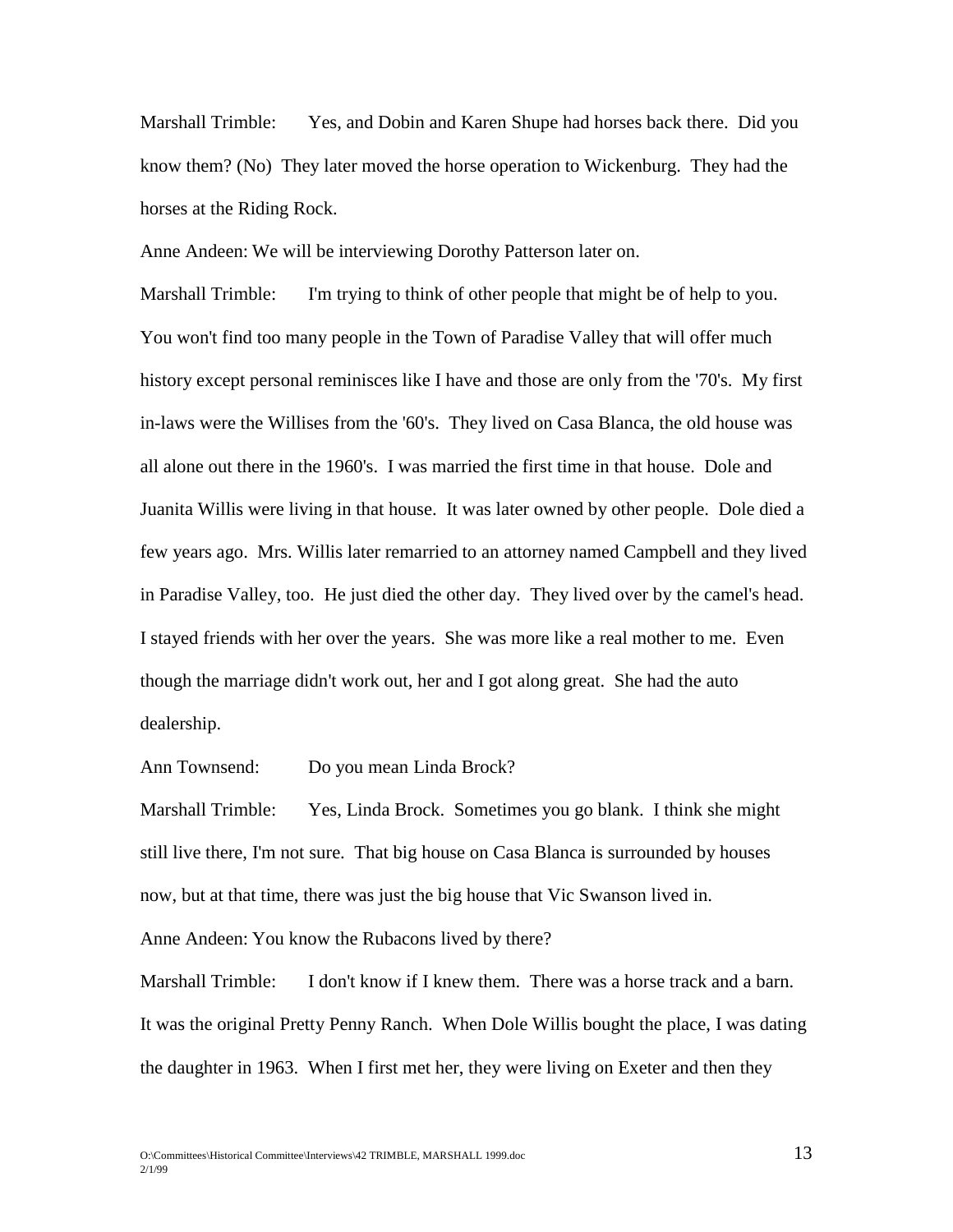Marshall Trimble: Yes, and Dobin and Karen Shupe had horses back there. Did you know them? (No) They later moved the horse operation to Wickenburg. They had the horses at the Riding Rock.

Anne Andeen: We will be interviewing Dorothy Patterson later on.

Marshall Trimble: I'm trying to think of other people that might be of help to you. You won't find too many people in the Town of Paradise Valley that will offer much history except personal reminisces like I have and those are only from the '70's. My first in-laws were the Willises from the '60's. They lived on Casa Blanca, the old house was all alone out there in the 1960's. I was married the first time in that house. Dole and Juanita Willis were living in that house. It was later owned by other people. Dole died a few years ago. Mrs. Willis later remarried to an attorney named Campbell and they lived in Paradise Valley, too. He just died the other day. They lived over by the camel's head. I stayed friends with her over the years. She was more like a real mother to me. Even though the marriage didn't work out, her and I got along great. She had the auto dealership.

Ann Townsend: Do you mean Linda Brock?

Marshall Trimble: Yes, Linda Brock. Sometimes you go blank. I think she might still live there, I'm not sure. That big house on Casa Blanca is surrounded by houses now, but at that time, there was just the big house that Vic Swanson lived in.

Anne Andeen: You know the Rubacons lived by there?

Marshall Trimble: I don't know if I knew them. There was a horse track and a barn. It was the original Pretty Penny Ranch. When Dole Willis bought the place, I was dating the daughter in 1963. When I first met her, they were living on Exeter and then they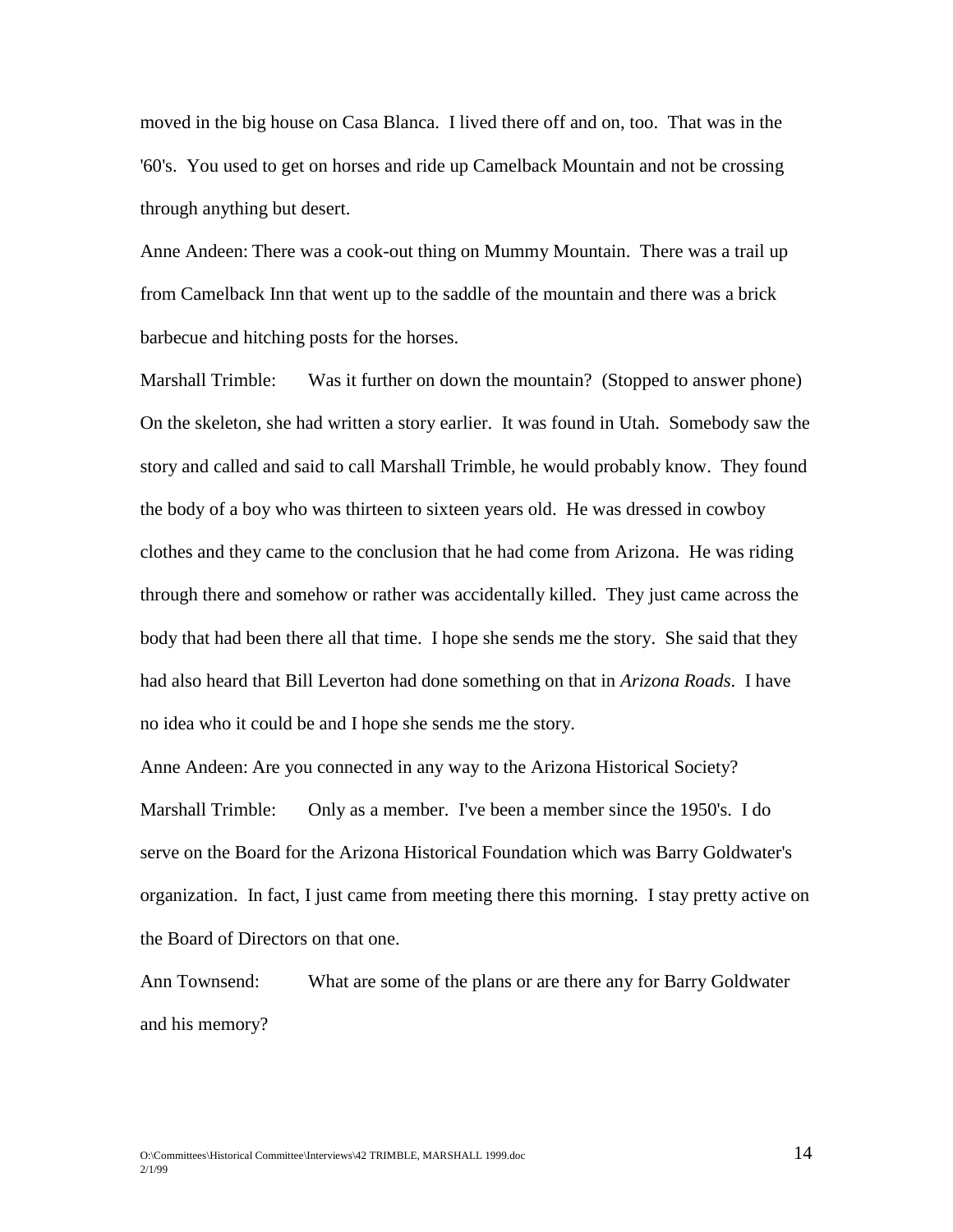moved in the big house on Casa Blanca. I lived there off and on, too. That was in the '60's. You used to get on horses and ride up Camelback Mountain and not be crossing through anything but desert.

Anne Andeen: There was a cook-out thing on Mummy Mountain. There was a trail up from Camelback Inn that went up to the saddle of the mountain and there was a brick barbecue and hitching posts for the horses.

Marshall Trimble: Was it further on down the mountain? (Stopped to answer phone) On the skeleton, she had written a story earlier. It was found in Utah. Somebody saw the story and called and said to call Marshall Trimble, he would probably know. They found the body of a boy who was thirteen to sixteen years old. He was dressed in cowboy clothes and they came to the conclusion that he had come from Arizona. He was riding through there and somehow or rather was accidentally killed. They just came across the body that had been there all that time. I hope she sends me the story. She said that they had also heard that Bill Leverton had done something on that in *Arizona Roads*. I have no idea who it could be and I hope she sends me the story.

Anne Andeen: Are you connected in any way to the Arizona Historical Society?

Marshall Trimble: Only as a member. I've been a member since the 1950's. I do serve on the Board for the Arizona Historical Foundation which was Barry Goldwater's organization. In fact, I just came from meeting there this morning. I stay pretty active on the Board of Directors on that one.

Ann Townsend: What are some of the plans or are there any for Barry Goldwater and his memory?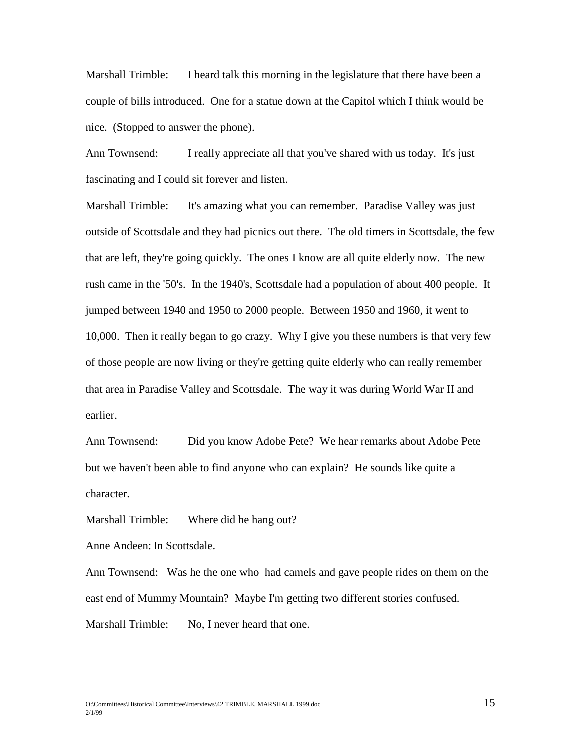Marshall Trimble: I heard talk this morning in the legislature that there have been a couple of bills introduced. One for a statue down at the Capitol which I think would be nice. (Stopped to answer the phone).

Ann Townsend: I really appreciate all that you've shared with us today. It's just fascinating and I could sit forever and listen.

Marshall Trimble: It's amazing what you can remember. Paradise Valley was just outside of Scottsdale and they had picnics out there. The old timers in Scottsdale, the few that are left, they're going quickly. The ones I know are all quite elderly now. The new rush came in the '50's. In the 1940's, Scottsdale had a population of about 400 people. It jumped between 1940 and 1950 to 2000 people. Between 1950 and 1960, it went to 10,000. Then it really began to go crazy. Why I give you these numbers is that very few of those people are now living or they're getting quite elderly who can really remember that area in Paradise Valley and Scottsdale. The way it was during World War II and earlier.

Ann Townsend: Did you know Adobe Pete? We hear remarks about Adobe Pete but we haven't been able to find anyone who can explain? He sounds like quite a character.

Marshall Trimble: Where did he hang out?

Anne Andeen: In Scottsdale.

Ann Townsend: Was he the one who had camels and gave people rides on them on the east end of Mummy Mountain? Maybe I'm getting two different stories confused.

Marshall Trimble: No, I never heard that one.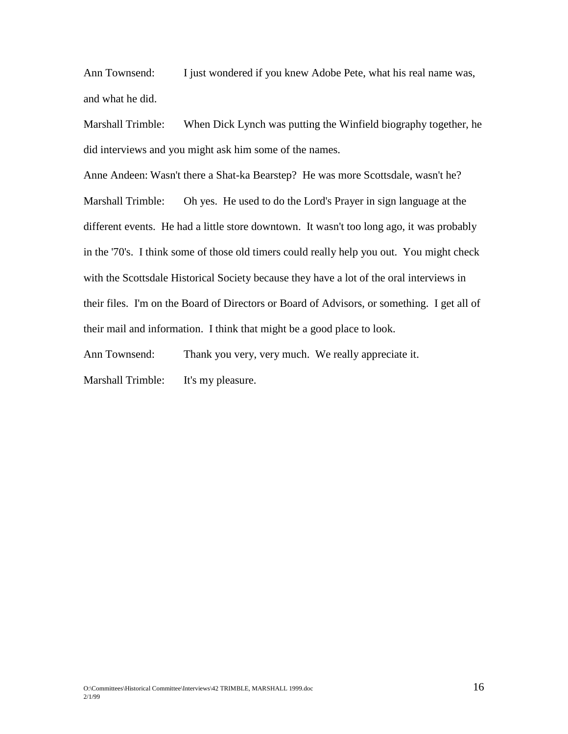Ann Townsend: I just wondered if you knew Adobe Pete, what his real name was, and what he did.

Marshall Trimble: When Dick Lynch was putting the Winfield biography together, he did interviews and you might ask him some of the names.

Anne Andeen: Wasn't there a Shat-ka Bearstep? He was more Scottsdale, wasn't he?

Marshall Trimble: Oh yes. He used to do the Lord's Prayer in sign language at the different events. He had a little store downtown. It wasn't too long ago, it was probably in the '70's. I think some of those old timers could really help you out. You might check with the Scottsdale Historical Society because they have a lot of the oral interviews in their files. I'm on the Board of Directors or Board of Advisors, or something. I get all of their mail and information. I think that might be a good place to look.

Ann Townsend: Thank you very, very much. We really appreciate it.

Marshall Trimble: It's my pleasure.